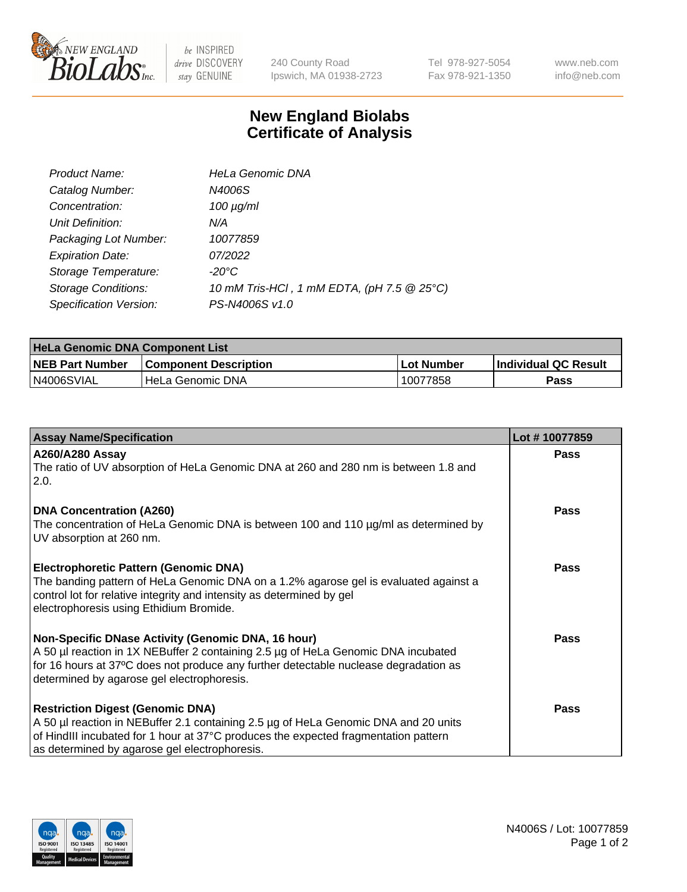# New England Biolabs Certificate of Analysis

| | |
|---|---|
| *Product Name:* | *HeLa Genomic DNA* |
| *Catalog Number:* | *N4006S* |
| *Concentration:* | *100 µg/ml* |
| *Unit Definition:* | *N/A* |
| *Packaging Lot Number:* | *10077859* |
| *Expiration Date:* | *07/2022* |
| *Storage Temperature:* | *-20°C* |
| *Storage Conditions:* | *10 mM Tris-HCl , 1 mM EDTA, (pH 7.5 @ 25°C)* |
| *Specification Version:* | *PS-N4006S v1.0* |

**HeLa Genomic DNA Component List**

| NEB Part Number | Component Description | Lot Number | Individual QC Result |
|---|---|---|---|
| N4006SVIAL | HeLa Genomic DNA | 10077858 | **Pass** |

| Assay Name/Specification | Lot # 10077859 |
|---|---|
| **A260/A280 Assay**<br>The ratio of UV absorption of HeLa Genomic DNA at 260 and 280 nm is between 1.8 and 2.0. | **Pass** |
| **DNA Concentration (A260)**<br>The concentration of HeLa Genomic DNA is between 100 and 110 µg/ml as determined by UV absorption at 260 nm. | **Pass** |
| **Electrophoretic Pattern (Genomic DNA)**<br>The banding pattern of HeLa Genomic DNA on a 1.2% agarose gel is evaluated against a control lot for relative integrity and intensity as determined by gel electrophoresis using Ethidium Bromide. | **Pass** |
| **Non-Specific DNase Activity (Genomic DNA, 16 hour)**<br>A 50 µl reaction in 1X NEBuffer 2 containing 2.5 µg of HeLa Genomic DNA incubated for 16 hours at 37ºC does not produce any further detectable nuclease degradation as determined by agarose gel electrophoresis. | **Pass** |
| **Restriction Digest (Genomic DNA)**<br>A 50 µl reaction in NEBuffer 2.1 containing 2.5 µg of HeLa Genomic DNA and 20 units of HindIII incubated for 1 hour at 37°C produces the expected fragmentation pattern as determined by agarose gel electrophoresis. | **Pass** |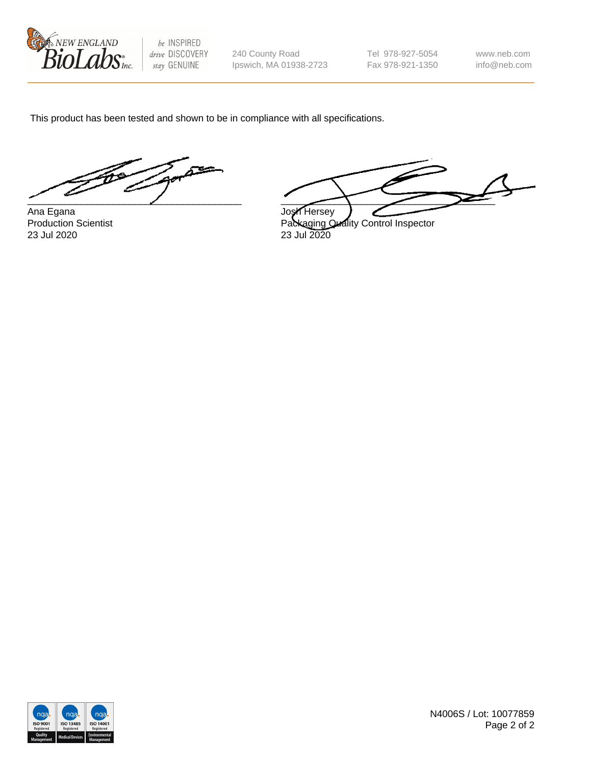This product has been tested and shown to be in compliance with all specifications.

Ana Egana
Production Scientist
23 Jul 2020

Josh Hersey
Packaging Quality Control Inspector
23 Jul 2020

N4006S / Lot: 10077859